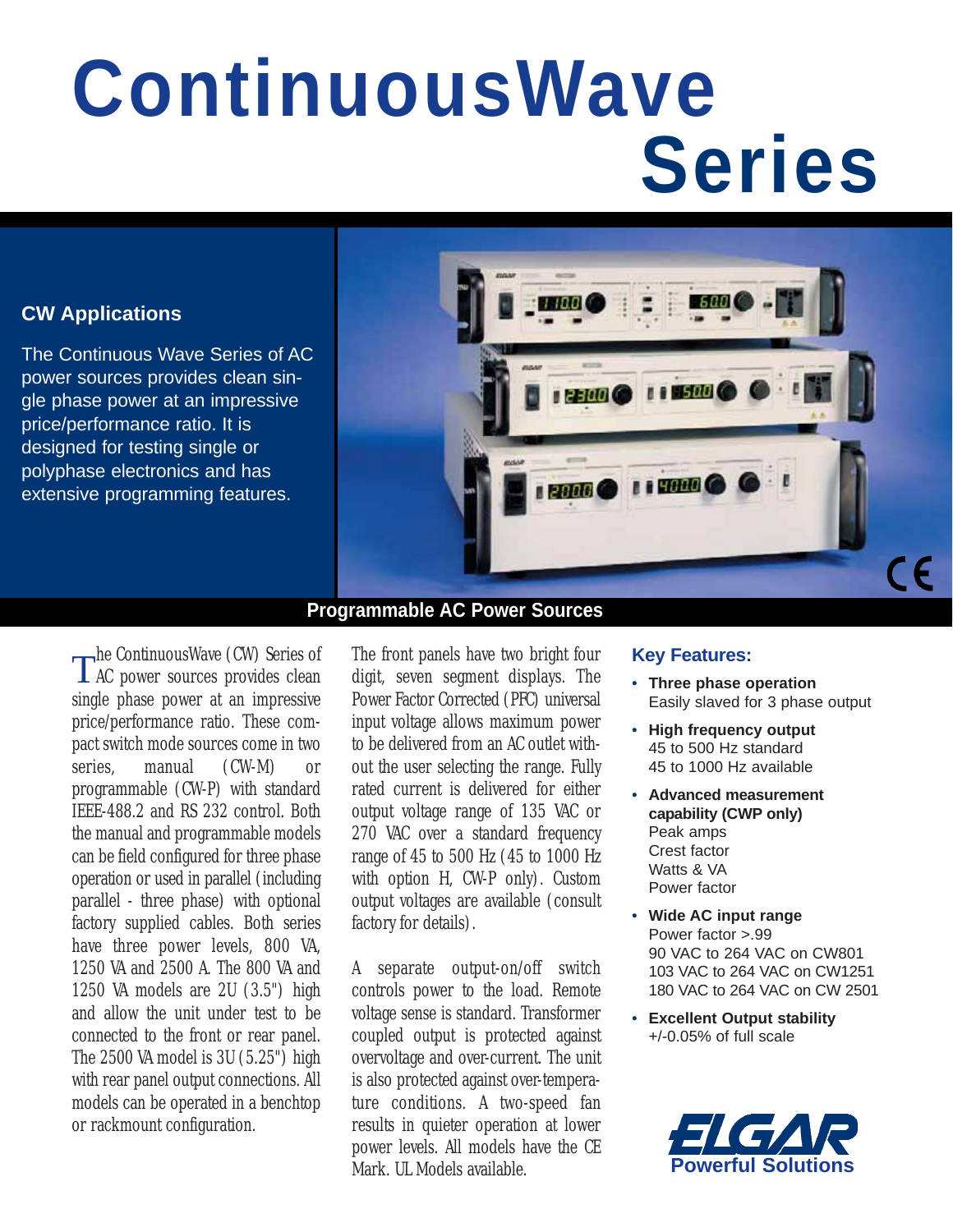# ContinuousWave Series

## CW Applications

The Continuous Wave Series of AC power sources provides clean single phase power at an impressive price/performance ratio. It is designed for testing single or polyphase electronics and has extensive programming features.

**Programmable AC Power Sources**

The ContinuousWave (CW) Series of AC power sources provides clean single phase power at an impressive price/performance ratio. These compact switch mode sources come in two series, manual (CW-M) or programmable (CW-P) with standard IEEE-488.2 and RS 232 control. Both the manual and programmable models can be field configured for three phase operation or used in parallel (including parallel - three phase) with optional factory supplied cables. Both series have three power levels, 800 VA, 1250 VA and 2500 A. The 800 VA and 1250 VA models are 2U (3.5") high and allow the unit under test to be connected to the front or rear panel. The 2500 VA model is 3U (5.25") high with rear panel output connections. All models can be operated in a benchtop or rackmount configuration.

The front panels have two bright four digit, seven segment displays. The Power Factor Corrected (PFC) universal input voltage allows maximum power to be delivered from an AC outlet without the user selecting the range. Fully rated current is delivered for either output voltage range of 135 VAC or 270 VAC over a standard frequency range of 45 to 500 Hz (45 to 1000 Hz with option H, CW-P only). Custom output voltages are available (consult factory for details).

A separate output-on/off switch controls power to the load. Remote voltage sense is standard. Transformer coupled output is protected against overvoltage and over-current. The unit is also protected against over-temperature conditions. A two-speed fan results in quieter operation at lower power levels. All models have the CE Mark. UL Models available.

## Key Features:

- **Three phase operation**
  Easily slaved for 3 phase output
- **High frequency output**
  45 to 500 Hz standard
  45 to 1000 Hz available
- **Advanced measurement capability (CWP only)**
  Peak amps
  Crest factor
  Watts & VA
  Power factor
- **Wide AC input range**
  Power factor >.99
  90 VAC to 264 VAC on CW801
  103 VAC to 264 VAC on CW1251
  180 VAC to 264 VAC on CW 2501
- **Excellent Output stability**
  +/-0.05% of full scale

ELGAR
Powerful Solutions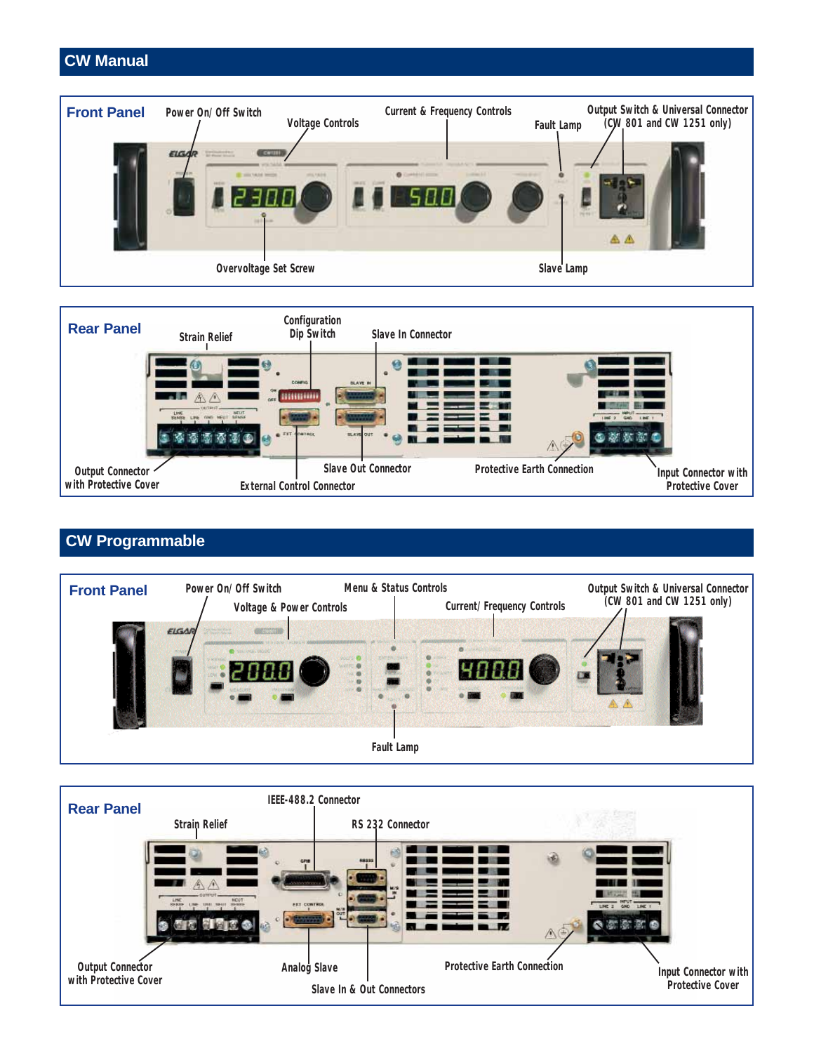## CW Manual

### Front Panel

Power On/ Off Switch

Voltage Controls

Current & Frequency Controls

Fault Lamp

Output Switch & Universal Connector (CW 801 and CW 1251 only)

Overvoltage Set Screw

Slave Lamp

### Rear Panel

Strain Relief

Configuration Dip Switch

Slave In Connector

Output Connector with Protective Cover

Slave Out Connector

External Control Connector

Protective Earth Connection

Input Connector with Protective Cover

## CW Programmable

### Front Panel

Power On/ Off Switch

Voltage & Power Controls

Menu & Status Controls

Current/ Frequency Controls

Output Switch & Universal Connector (CW 801 and CW 1251 only)

Fault Lamp

### Rear Panel

Strain Relief

IEEE-488.2 Connector

RS 232 Connector

Output Connector with Protective Cover

Analog Slave

Slave In & Out Connectors

Protective Earth Connection

Input Connector with Protective Cover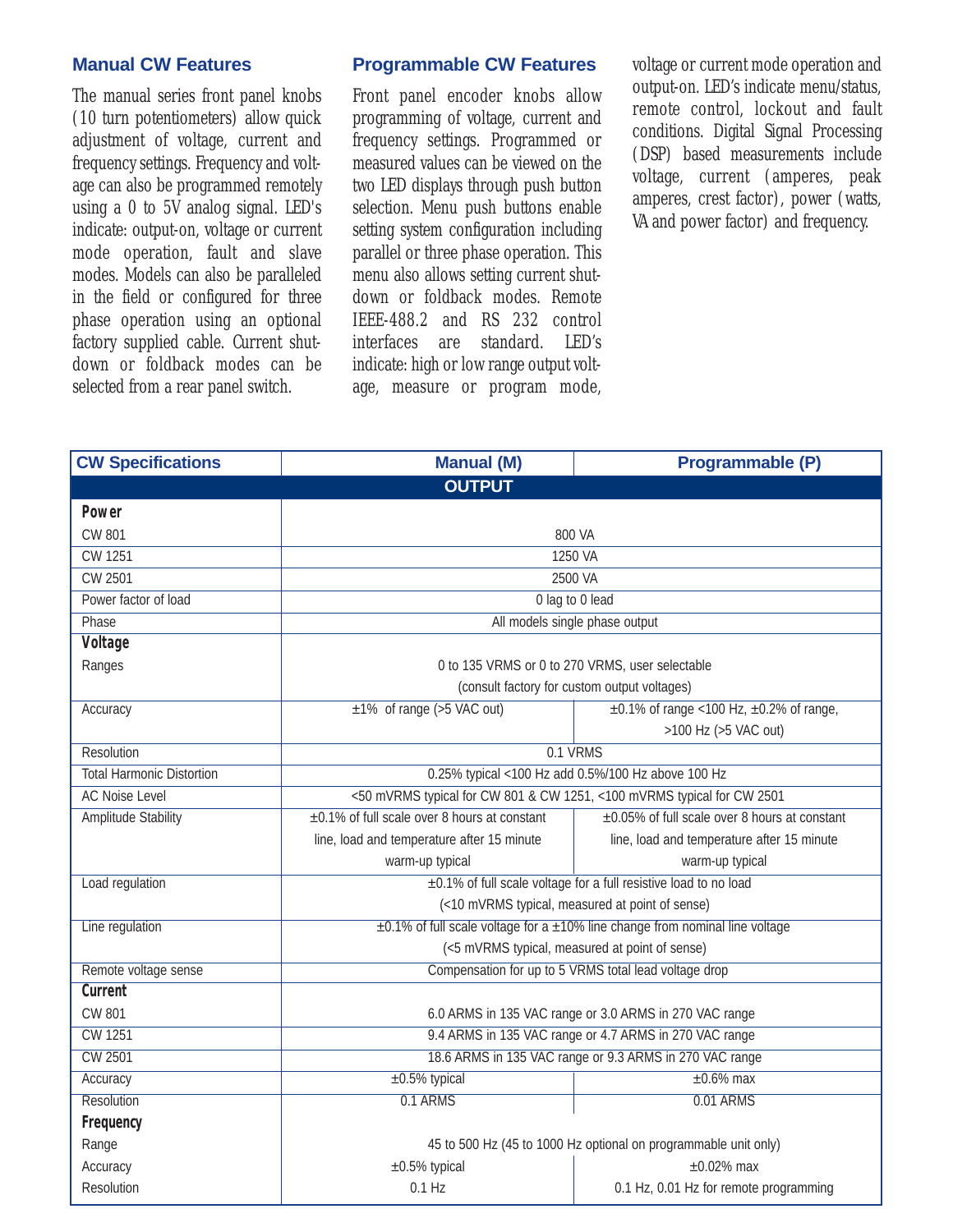## Manual CW Features

The manual series front panel knobs (10 turn potentiometers) allow quick adjustment of voltage, current and frequency settings. Frequency and voltage can also be programmed remotely using a 0 to 5V analog signal. LED's indicate: output-on, voltage or current mode operation, fault and slave modes. Models can also be paralleled in the field or configured for three phase operation using an optional factory supplied cable. Current shutdown or foldback modes can be selected from a rear panel switch.

## Programmable CW Features

Front panel encoder knobs allow programming of voltage, current and frequency settings. Programmed or measured values can be viewed on the two LED displays through push button selection. Menu push buttons enable setting system configuration including parallel or three phase operation. This menu also allows setting current shutdown or foldback modes. Remote IEEE-488.2 and RS 232 control interfaces are standard. LED's indicate: high or low range output voltage, measure or program mode, voltage or current mode operation and output-on. LED's indicate menu/status, remote control, lockout and fault conditions. Digital Signal Processing (DSP) based measurements include voltage, current (amperes, peak amperes, crest factor), power (watts, VA and power factor) and frequency.

| CW Specifications | Manual (M) | Programmable (P) |
|---|---|---|
| **OUTPUT** | | |
| **Power** | | |
| CW 801 | 800 VA | |
| CW 1251 | 1250 VA | |
| CW 2501 | 2500 VA | |
| Power factor of load | 0 lag to 0 lead | |
| Phase | All models single phase output | |
| **Voltage** | | |
| Ranges | 0 to 135 VRMS or 0 to 270 VRMS, user selectable (consult factory for custom output voltages) | |
| Accuracy | ±1% of range (>5 VAC out) | ±0.1% of range <100 Hz, ±0.2% of range, >100 Hz (>5 VAC out) |
| Resolution | 0.1 VRMS | |
| Total Harmonic Distortion | 0.25% typical <100 Hz add 0.5%/100 Hz above 100 Hz | |
| AC Noise Level | <50 mVRMS typical for CW 801 & CW 1251, <100 mVRMS typical for CW 2501 | |
| Amplitude Stability | ±0.1% of full scale over 8 hours at constant line, load and temperature after 15 minute warm-up typical | ±0.05% of full scale over 8 hours at constant line, load and temperature after 15 minute warm-up typical |
| Load regulation | ±0.1% of full scale voltage for a full resistive load to no load (<10 mVRMS typical, measured at point of sense) | |
| Line regulation | ±0.1% of full scale voltage for a ±10% line change from nominal line voltage (<5 mVRMS typical, measured at point of sense) | |
| Remote voltage sense | Compensation for up to 5 VRMS total lead voltage drop | |
| **Current** | | |
| CW 801 | 6.0 ARMS in 135 VAC range or 3.0 ARMS in 270 VAC range | |
| CW 1251 | 9.4 ARMS in 135 VAC range or 4.7 ARMS in 270 VAC range | |
| CW 2501 | 18.6 ARMS in 135 VAC range or 9.3 ARMS in 270 VAC range | |
| Accuracy | ±0.5% typical | ±0.6% max |
| Resolution | 0.1 ARMS | 0.01 ARMS |
| **Frequency** | | |
| Range | 45 to 500 Hz (45 to 1000 Hz optional on programmable unit only) | |
| Accuracy | ±0.5% typical | ±0.02% max |
| Resolution | 0.1 Hz | 0.1 Hz, 0.01 Hz for remote programming |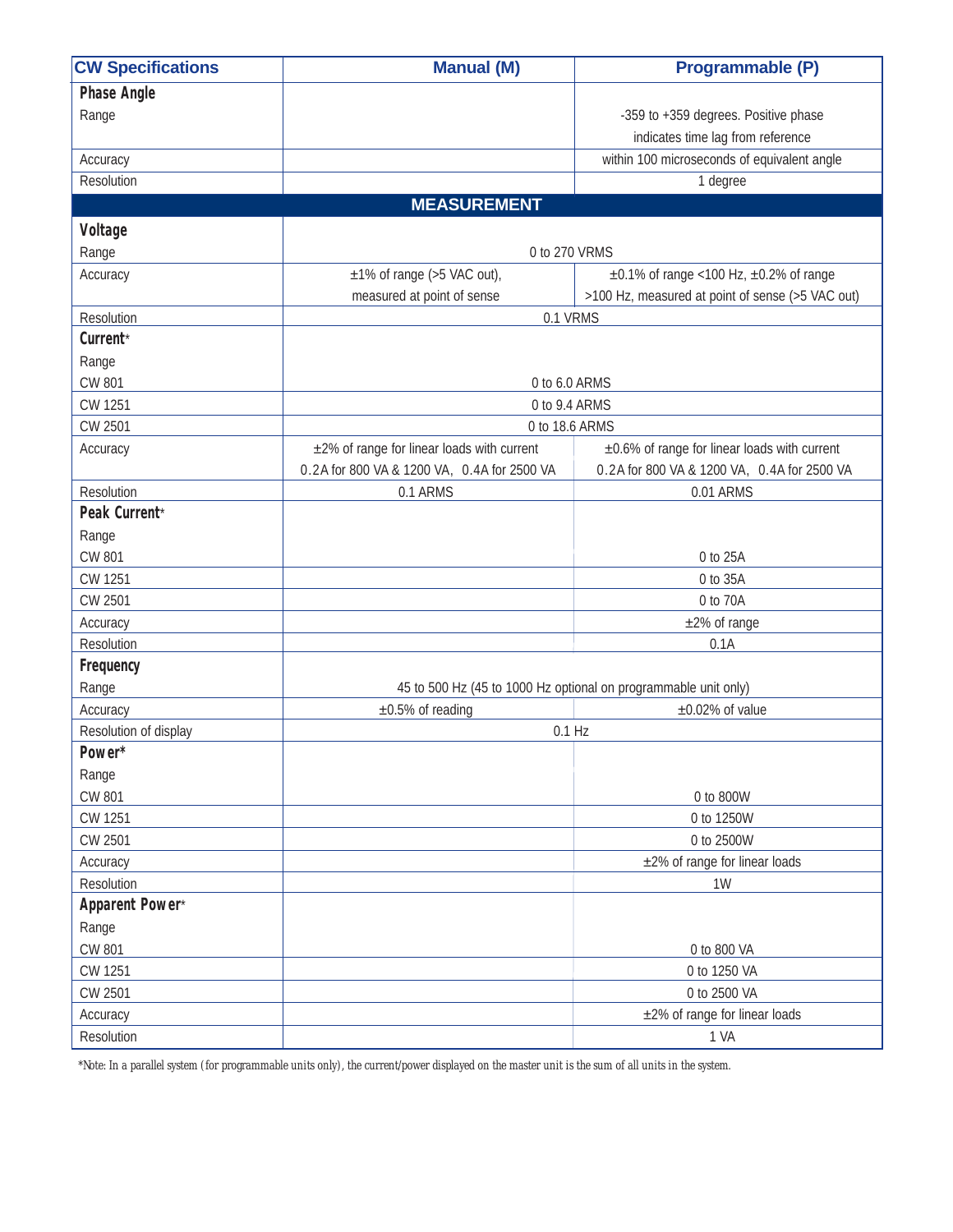| CW Specifications | Manual (M) | Programmable (P) |
|---|---|---|
| **Phase Angle** | | |
| Range | | -359 to +359 degrees. Positive phase indicates time lag from reference |
| Accuracy | | within 100 microseconds of equivalent angle |
| Resolution | | 1 degree |
| **MEASUREMENT** | | |
| **Voltage** | | |
| Range | 0 to 270 VRMS | |
| Accuracy | ±1% of range (>5 VAC out), measured at point of sense | ±0.1% of range <100 Hz, ±0.2% of range >100 Hz, measured at point of sense (>5 VAC out) |
| Resolution | 0.1 VRMS | |
| **Current*** | | |
| Range | | |
| CW 801 | 0 to 6.0 ARMS | |
| CW 1251 | 0 to 9.4 ARMS | |
| CW 2501 | 0 to 18.6 ARMS | |
| Accuracy | ±2% of range for linear loads with current 0.2A for 800 VA & 1200 VA, 0.4A for 2500 VA | ±0.6% of range for linear loads with current 0.2A for 800 VA & 1200 VA, 0.4A for 2500 VA |
| Resolution | 0.1 ARMS | 0.01 ARMS |
| **Peak Current*** | | |
| Range | | |
| CW 801 | | 0 to 25A |
| CW 1251 | | 0 to 35A |
| CW 2501 | | 0 to 70A |
| Accuracy | | ±2% of range |
| Resolution | | 0.1A |
| **Frequency** | | |
| Range | 45 to 500 Hz (45 to 1000 Hz optional on programmable unit only) | |
| Accuracy | ±0.5% of reading | ±0.02% of value |
| Resolution of display | 0.1 Hz | |
| **Power*** | | |
| Range | | |
| CW 801 | | 0 to 800W |
| CW 1251 | | 0 to 1250W |
| CW 2501 | | 0 to 2500W |
| Accuracy | | ±2% of range for linear loads |
| Resolution | | 1W |
| **Apparent Power*** | | |
| Range | | |
| CW 801 | | 0 to 800 VA |
| CW 1251 | | 0 to 1250 VA |
| CW 2501 | | 0 to 2500 VA |
| Accuracy | | ±2% of range for linear loads |
| Resolution | | 1 VA |

*Note: In a parallel system (for programmable units only), the current/power displayed on the master unit is the sum of all units in the system.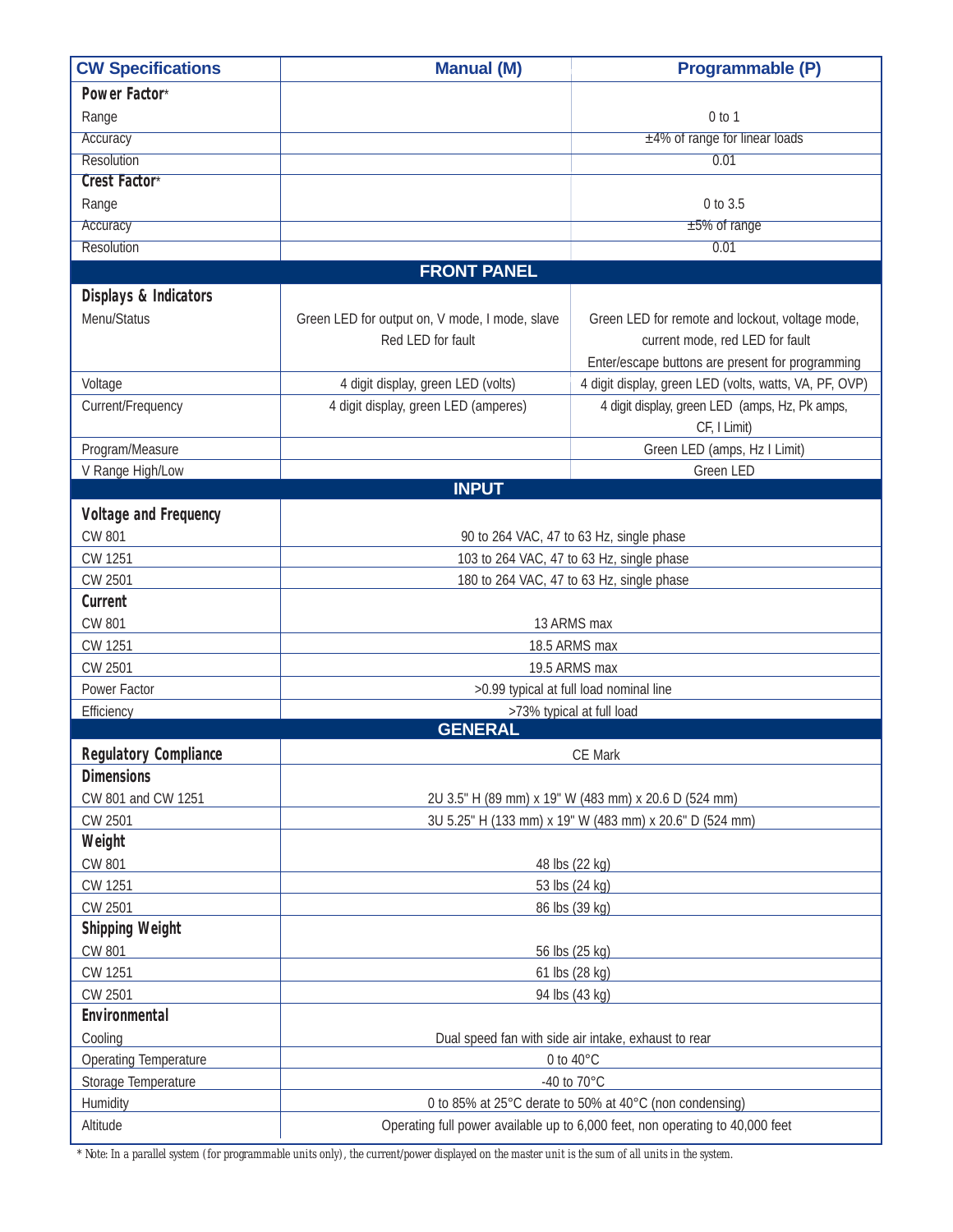| CW Specifications | Manual (M) | Programmable (P) |
|---|---|---|
| **Power Factor*** | | |
| Range | | 0 to 1 |
| Accuracy | | ±4% of range for linear loads |
| Resolution | | 0.01 |
| **Crest Factor*** | | |
| Range | | 0 to 3.5 |
| Accuracy | | ±5% of range |
| Resolution | | 0.01 |
| **FRONT PANEL** | | |
| **Displays & Indicators** | | |
| Menu/Status | Green LED for output on, V mode, I mode, slave<br>Red LED for fault | Green LED for remote and lockout, voltage mode, current mode, red LED for fault<br>Enter/escape buttons are present for programming |
| Voltage | 4 digit display, green LED (volts) | 4 digit display, green LED (volts, watts, VA, PF, OVP) |
| Current/Frequency | 4 digit display, green LED (amperes) | 4 digit display, green LED (amps, Hz, Pk amps, CF, I Limit) |
| Program/Measure | | Green LED (amps, Hz I Limit) |
| V Range High/Low | | Green LED |
| **INPUT** | | |
| **Voltage and Frequency** | | |
| CW 801 | 90 to 264 VAC, 47 to 63 Hz, single phase | |
| CW 1251 | 103 to 264 VAC, 47 to 63 Hz, single phase | |
| CW 2501 | 180 to 264 VAC, 47 to 63 Hz, single phase | |
| **Current** | | |
| CW 801 | 13 ARMS max | |
| CW 1251 | 18.5 ARMS max | |
| CW 2501 | 19.5 ARMS max | |
| Power Factor | >0.99 typical at full load nominal line | |
| Efficiency | >73% typical at full load | |
| **GENERAL** | | |
| **Regulatory Compliance** | CE Mark | |
| **Dimensions** | | |
| CW 801 and CW 1251 | 2U 3.5" H (89 mm) x 19" W (483 mm) x 20.6 D (524 mm) | |
| CW 2501 | 3U 5.25" H (133 mm) x 19" W (483 mm) x 20.6" D (524 mm) | |
| **Weight** | | |
| CW 801 | 48 lbs (22 kg) | |
| CW 1251 | 53 lbs (24 kg) | |
| CW 2501 | 86 lbs (39 kg) | |
| **Shipping Weight** | | |
| CW 801 | 56 lbs (25 kg) | |
| CW 1251 | 61 lbs (28 kg) | |
| CW 2501 | 94 lbs (43 kg) | |
| **Environmental** | | |
| Cooling | Dual speed fan with side air intake, exhaust to rear | |
| Operating Temperature | 0 to 40°C | |
| Storage Temperature | -40 to 70°C | |
| Humidity | 0 to 85% at 25°C derate to 50% at 40°C (non condensing) | |
| Altitude | Operating full power available up to 6,000 feet, non operating to 40,000 feet | |

*\* Note: In a parallel system (for programmable units only), the current/power displayed on the master unit is the sum of all units in the system.*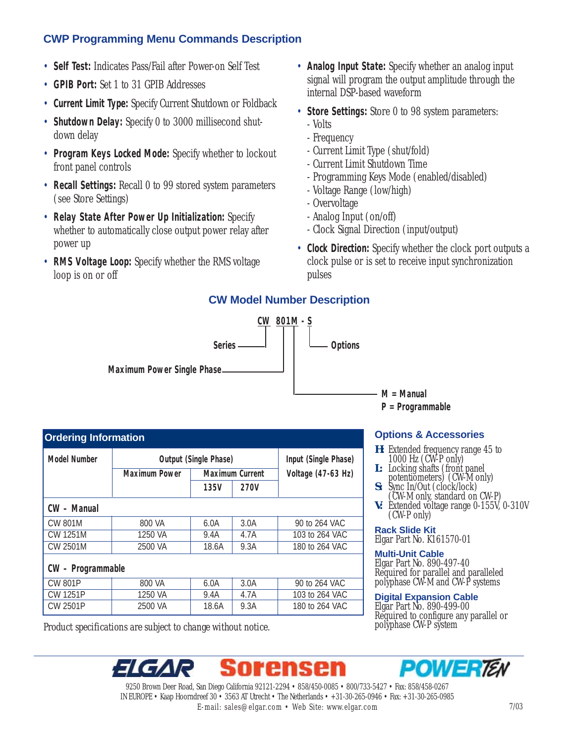## CWP Programming Menu Commands Description

- **Self Test:** Indicates Pass/Fail after Power-on Self Test
- **GPIB Port:** Set 1 to 31 GPIB Addresses
- **Current Limit Type:** Specify Current Shutdown or Foldback
- **Shutdown Delay:** Specify 0 to 3000 millisecond shut-down delay
- **Program Keys Locked Mode:** Specify whether to lockout front panel controls
- **Recall Settings:** Recall 0 to 99 stored system parameters (see Store Settings)
- **Relay State After Power Up Initialization:** Specify whether to automatically close output power relay after power up
- **RMS Voltage Loop:** Specify whether the RMS voltage loop is on or off
- **Analog Input State:** Specify whether an analog input signal will program the output amplitude through the internal DSP-based waveform
- **Store Settings:** Store 0 to 98 system parameters:
  - Volts
  - Frequency
  - Current Limit Type (shut/fold)
  - Current Limit Shutdown Time
  - Programming Keys Mode (enabled/disabled)
  - Voltage Range (low/high)
  - Overvoltage
  - Analog Input (on/off)
  - Clock Signal Direction (input/output)
- **Clock Direction:** Specify whether the clock port outputs a clock pulse or is set to receive input synchronization pulses

## CW Model Number Description

**CW 801M - S**

- CW — Series
- 801 — Maximum Power Single Phase
- M — M = Manual, P = Programmable
- S — Options

## Ordering Information

| Model Number | Output (Single Phase) Maximum Power | Maximum Current 135V | Maximum Current 270V | Input (Single Phase) Voltage (47-63 Hz) |
|---|---|---|---|---|
| **CW - Manual** | | | | |
| CW 801M | 800 VA | 6.0A | 3.0A | 90 to 264 VAC |
| CW 1251M | 1250 VA | 9.4A | 4.7A | 103 to 264 VAC |
| CW 2501M | 2500 VA | 18.6A | 9.3A | 180 to 264 VAC |
| **CW - Programmable** | | | | |
| CW 801P | 800 VA | 6.0A | 3.0A | 90 to 264 VAC |
| CW 1251P | 1250 VA | 9.4A | 4.7A | 103 to 264 VAC |
| CW 2501P | 2500 VA | 18.6A | 9.3A | 180 to 264 VAC |

Product specifications are subject to change without notice.

## Options & Accessories

- **H:** Extended frequency range 45 to 1000 Hz (CW-P only)
- **L:** Locking shafts (front panel potentiometers) (CW-M only)
- **S:** Sync In/Out (clock/lock) (CW-M only, standard on CW-P)
- **V:** Extended voltage range 0-155V, 0-310V (CW-P only)

### Rack Slide Kit

Elgar Part No. K161570-01

### Multi-Unit Cable

Elgar Part No. 890-497-40
Required for parallel and paralleled polyphase CW-M and CW-P systems

### Digital Expansion Cable

Elgar Part No. 890-499-00
Required to configure any parallel or polyphase CW-P system

ELGAR Sorensen POWERTEN

9250 Brown Deer Road, San Diego California 92121-2294 • 858/450-0085 • 800/733-5427 • Fax: 858/458-0267
IN EUROPE • Kaap Hoorndreef 30 • 3563 AT Utrecht • The Netherlands • +31-30-265-0946 • Fax: +31-30-265-0985
E-mail: sales@elgar.com • Web Site: www.elgar.com

7/03